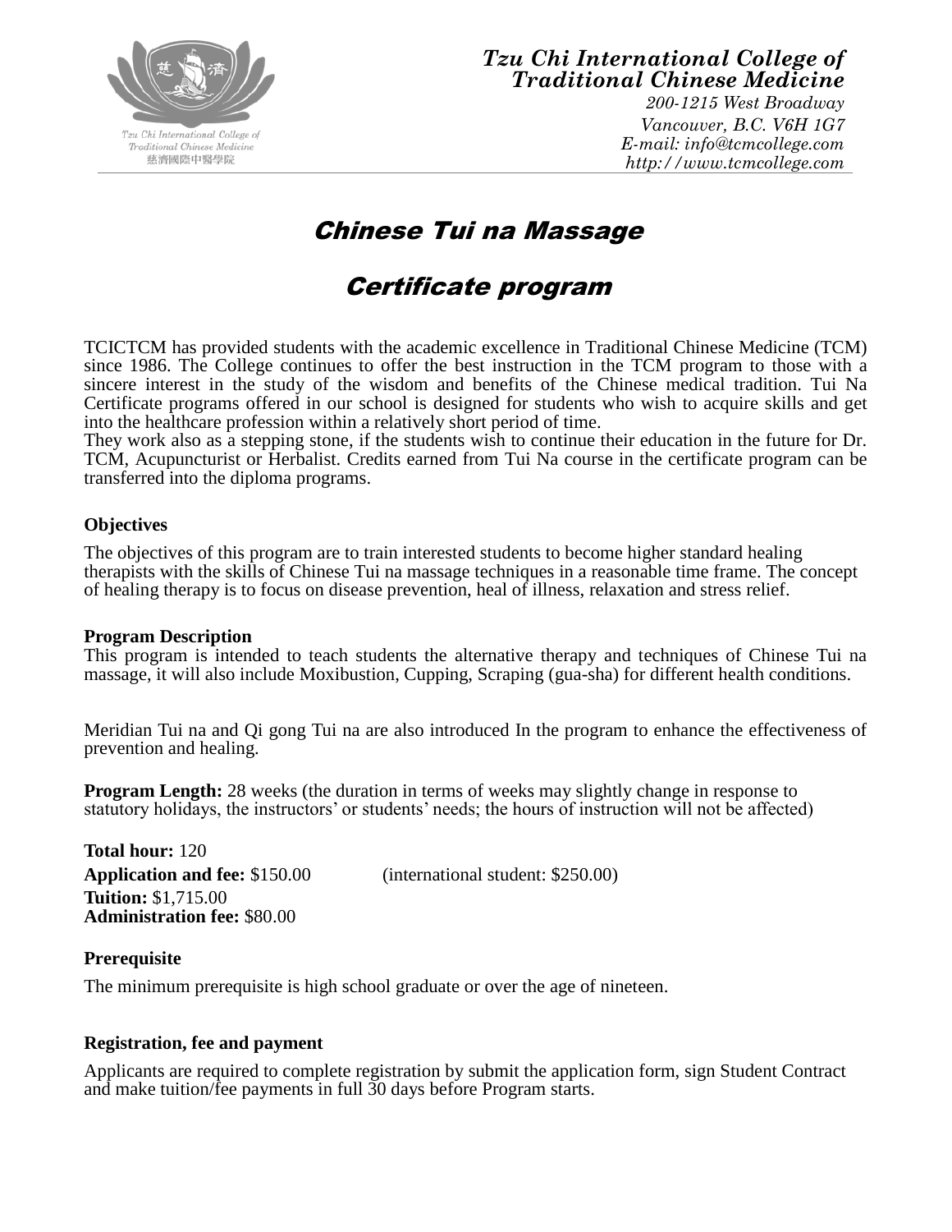**Tzu Chi International College of Traditional Chinese Medicine**
*200-1215 West Broadway*
*Vancouver, B.C. V6H 1G7*
*E-mail: info@tcmcollege.com*
*http://www.tcmcollege.com*

# Chinese Tui na Massage

# Certificate program

TCICTCM has provided students with the academic excellence in Traditional Chinese Medicine (TCM) since 1986. The College continues to offer the best instruction in the TCM program to those with a sincere interest in the study of the wisdom and benefits of the Chinese medical tradition. Tui Na Certificate programs offered in our school is designed for students who wish to acquire skills and get into the healthcare profession within a relatively short period of time.
They work also as a stepping stone, if the students wish to continue their education in the future for Dr. TCM, Acupuncturist or Herbalist. Credits earned from Tui Na course in the certificate program can be transferred into the diploma programs.

### Objectives

The objectives of this program are to train interested students to become higher standard healing therapists with the skills of Chinese Tui na massage techniques in a reasonable time frame. The concept of healing therapy is to focus on disease prevention, heal of illness, relaxation and stress relief.

### Program Description

This program is intended to teach students the alternative therapy and techniques of Chinese Tui na massage, it will also include Moxibustion, Cupping, Scraping (gua-sha) for different health conditions.

Meridian Tui na and Qi gong Tui na are also introduced In the program to enhance the effectiveness of prevention and healing.

**Program Length:** 28 weeks (the duration in terms of weeks may slightly change in response to statutory holidays, the instructors' or students' needs; the hours of instruction will not be affected)

**Total hour:** 120
**Application and fee:** $150.00 (international student: $250.00)
**Tuition:** $1,715.00
**Administration fee:** $80.00

### Prerequisite

The minimum prerequisite is high school graduate or over the age of nineteen.

### Registration, fee and payment

Applicants are required to complete registration by submit the application form, sign Student Contract and make tuition/fee payments in full 30 days before Program starts.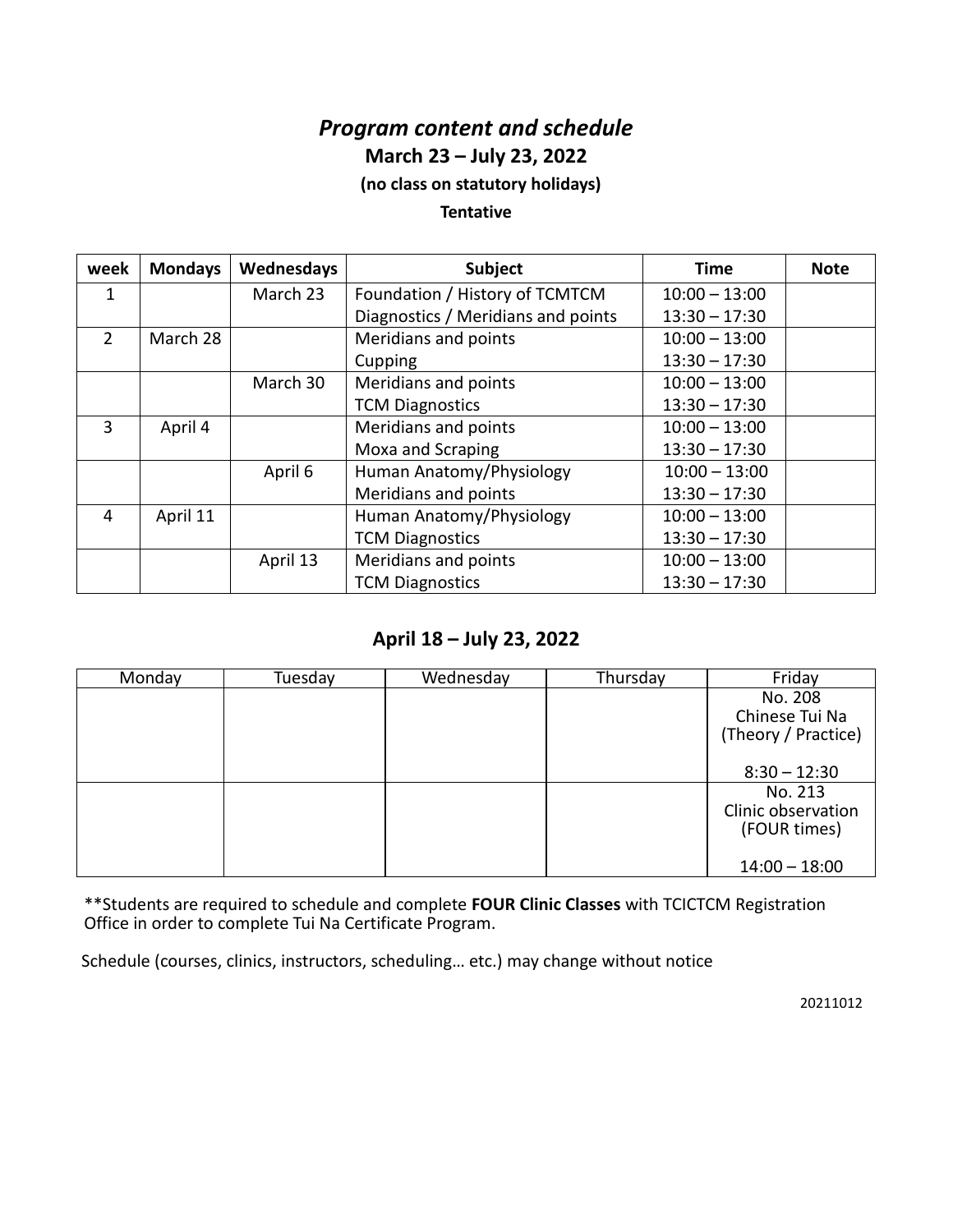# *Program content and schedule*

**March 23 – July 23, 2022**

**(no class on statutory holidays)**

**Tentative**

| week | Mondays | Wednesdays | Subject | Time | Note |
|---|---|---|---|---|---|
| 1 | | March 23 | Foundation / History of TCMTCM | 10:00 – 13:00 | |
| | | | Diagnostics / Meridians and points | 13:30 – 17:30 | |
| 2 | March 28 | | Meridians and points | 10:00 – 13:00 | |
| | | | Cupping | 13:30 – 17:30 | |
| | | March 30 | Meridians and points | 10:00 – 13:00 | |
| | | | TCM Diagnostics | 13:30 – 17:30 | |
| 3 | April 4 | | Meridians and points | 10:00 – 13:00 | |
| | | | Moxa and Scraping | 13:30 – 17:30 | |
| | | April 6 | Human Anatomy/Physiology | 10:00 – 13:00 | |
| | | | Meridians and points | 13:30 – 17:30 | |
| 4 | April 11 | | Human Anatomy/Physiology | 10:00 – 13:00 | |
| | | | TCM Diagnostics | 13:30 – 17:30 | |
| | | April 13 | Meridians and points | 10:00 – 13:00 | |
| | | | TCM Diagnostics | 13:30 – 17:30 | |

## April 18 – July 23, 2022

| Monday | Tuesday | Wednesday | Thursday | Friday |
|---|---|---|---|---|
| | | | | No. 208 Chinese Tui Na (Theory / Practice) 8:30 – 12:30 |
| | | | | No. 213 Clinic observation (FOUR times) 14:00 – 18:00 |

**Students are required to schedule and complete **FOUR Clinic Classes** with TCICTCM Registration Office in order to complete Tui Na Certificate Program.

Schedule (courses, clinics, instructors, scheduling… etc.) may change without notice

20211012